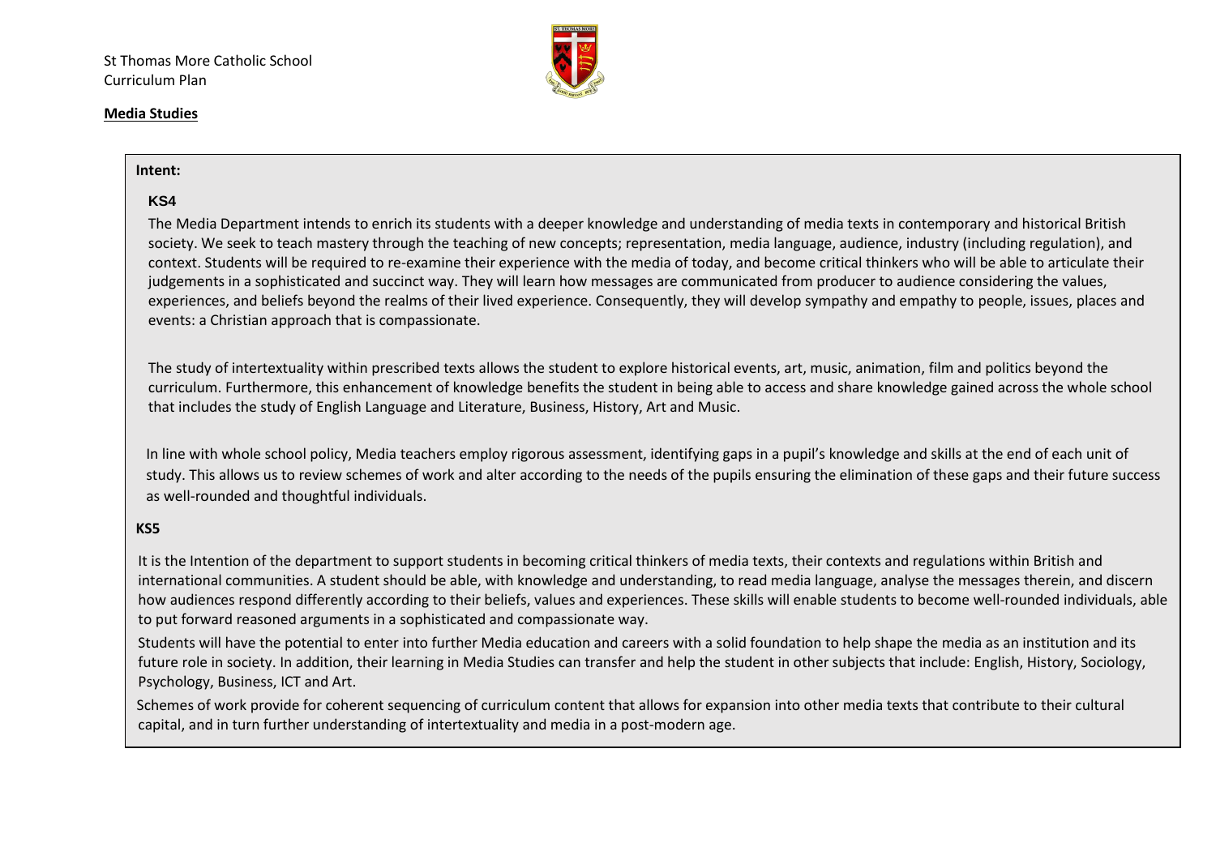St Thomas More Catholic School
Curriculum Plan

**Media Studies**

**Intent:**

**KS4**

The Media Department intends to enrich its students with a deeper knowledge and understanding of media texts in contemporary and historical British society. We seek to teach mastery through the teaching of new concepts; representation, media language, audience, industry (including regulation), and context. Students will be required to re-examine their experience with the media of today, and become critical thinkers who will be able to articulate their judgements in a sophisticated and succinct way. They will learn how messages are communicated from producer to audience considering the values, experiences, and beliefs beyond the realms of their lived experience. Consequently, they will develop sympathy and empathy to people, issues, places and events: a Christian approach that is compassionate.

The study of intertextuality within prescribed texts allows the student to explore historical events, art, music, animation, film and politics beyond the curriculum. Furthermore, this enhancement of knowledge benefits the student in being able to access and share knowledge gained across the whole school that includes the study of English Language and Literature, Business, History, Art and Music.

In line with whole school policy, Media teachers employ rigorous assessment, identifying gaps in a pupil's knowledge and skills at the end of each unit of study. This allows us to review schemes of work and alter according to the needs of the pupils ensuring the elimination of these gaps and their future success as well-rounded and thoughtful individuals.

**KS5**

It is the Intention of the department to support students in becoming critical thinkers of media texts, their contexts and regulations within British and international communities. A student should be able, with knowledge and understanding, to read media language, analyse the messages therein, and discern how audiences respond differently according to their beliefs, values and experiences. These skills will enable students to become well-rounded individuals, able to put forward reasoned arguments in a sophisticated and compassionate way.

Students will have the potential to enter into further Media education and careers with a solid foundation to help shape the media as an institution and its future role in society. In addition, their learning in Media Studies can transfer and help the student in other subjects that include: English, History, Sociology, Psychology, Business, ICT and Art.

Schemes of work provide for coherent sequencing of curriculum content that allows for expansion into other media texts that contribute to their cultural capital, and in turn further understanding of intertextuality and media in a post-modern age.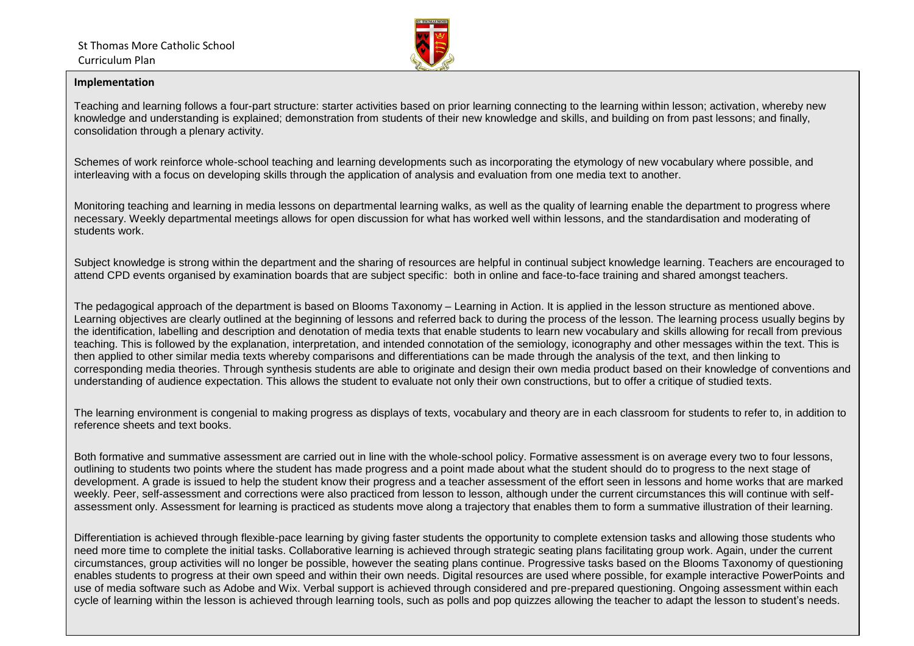## Implementation

Teaching and learning follows a four-part structure: starter activities based on prior learning connecting to the learning within lesson; activation, whereby new knowledge and understanding is explained; demonstration from students of their new knowledge and skills, and building on from past lessons; and finally, consolidation through a plenary activity.

Schemes of work reinforce whole-school teaching and learning developments such as incorporating the etymology of new vocabulary where possible, and interleaving with a focus on developing skills through the application of analysis and evaluation from one media text to another.

Monitoring teaching and learning in media lessons on departmental learning walks, as well as the quality of learning enable the department to progress where necessary. Weekly departmental meetings allows for open discussion for what has worked well within lessons, and the standardisation and moderating of students work.

Subject knowledge is strong within the department and the sharing of resources are helpful in continual subject knowledge learning. Teachers are encouraged to attend CPD events organised by examination boards that are subject specific: both in online and face-to-face training and shared amongst teachers.

The pedagogical approach of the department is based on Blooms Taxonomy – Learning in Action. It is applied in the lesson structure as mentioned above. Learning objectives are clearly outlined at the beginning of lessons and referred back to during the process of the lesson. The learning process usually begins by the identification, labelling and description and denotation of media texts that enable students to learn new vocabulary and skills allowing for recall from previous teaching. This is followed by the explanation, interpretation, and intended connotation of the semiology, iconography and other messages within the text. This is then applied to other similar media texts whereby comparisons and differentiations can be made through the analysis of the text, and then linking to corresponding media theories. Through synthesis students are able to originate and design their own media product based on their knowledge of conventions and understanding of audience expectation. This allows the student to evaluate not only their own constructions, but to offer a critique of studied texts.

The learning environment is congenial to making progress as displays of texts, vocabulary and theory are in each classroom for students to refer to, in addition to reference sheets and text books.

Both formative and summative assessment are carried out in line with the whole-school policy. Formative assessment is on average every two to four lessons, outlining to students two points where the student has made progress and a point made about what the student should do to progress to the next stage of development. A grade is issued to help the student know their progress and a teacher assessment of the effort seen in lessons and home works that are marked weekly. Peer, self-assessment and corrections were also practiced from lesson to lesson, although under the current circumstances this will continue with self-assessment only. Assessment for learning is practiced as students move along a trajectory that enables them to form a summative illustration of their learning.

Differentiation is achieved through flexible-pace learning by giving faster students the opportunity to complete extension tasks and allowing those students who need more time to complete the initial tasks. Collaborative learning is achieved through strategic seating plans facilitating group work. Again, under the current circumstances, group activities will no longer be possible, however the seating plans continue. Progressive tasks based on the Blooms Taxonomy of questioning enables students to progress at their own speed and within their own needs. Digital resources are used where possible, for example interactive PowerPoints and use of media software such as Adobe and Wix. Verbal support is achieved through considered and pre-prepared questioning. Ongoing assessment within each cycle of learning within the lesson is achieved through learning tools, such as polls and pop quizzes allowing the teacher to adapt the lesson to student's needs.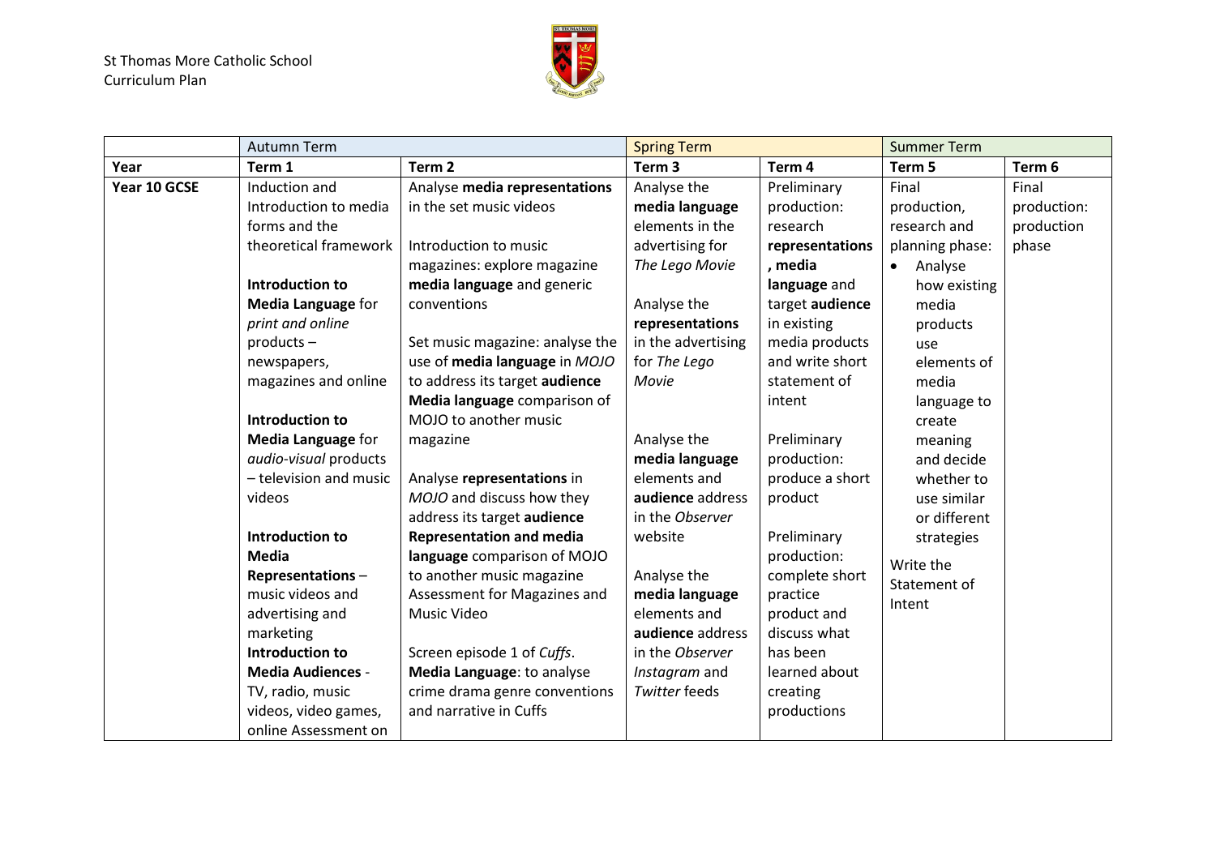| | Autumn Term | | Spring Term | | Summer Term | |
|---|---|---|---|---|---|---|
| **Year** | **Term 1** | **Term 2** | **Term 3** | **Term 4** | **Term 5** | **Term 6** |
| **Year 10 GCSE** | Induction and Introduction to media forms and the theoretical framework<br><br>**Introduction to Media Language** for *print and online* products – newspapers, magazines and online<br><br>**Introduction to Media Language** for *audio-visual* products – television and music videos<br><br>**Introduction to Media Representations** – music videos and advertising and marketing<br>**Introduction to Media Audiences** - TV, radio, music videos, video games, online Assessment on | Analyse **media representations** in the set music videos<br><br>Introduction to music magazines: explore magazine **media language** and generic conventions<br><br>Set music magazine: analyse the use of **media language** in *MOJO* to address its target **audience**<br>**Media language** comparison of MOJO to another music magazine<br><br>Analyse **representations** in *MOJO* and discuss how they address its target **audience**<br>**Representation and media language** comparison of MOJO to another music magazine<br>Assessment for Magazines and Music Video<br><br>Screen episode 1 of *Cuffs*.<br>**Media Language**: to analyse crime drama genre conventions and narrative in Cuffs | Analyse the **media language** elements in the advertising for *The Lego Movie*<br><br>Analyse the **representations** in the advertising for *The Lego Movie*<br><br>Analyse the **media language** elements and **audience** address in the *Observer* website<br><br>Analyse the **media language** elements and **audience** address in the *Observer Instagram* and *Twitter* feeds | Preliminary production: research **representations, media language** and target **audience** in existing media products and write short statement of intent<br><br>Preliminary production: produce a short product<br><br>Preliminary production: complete short practice product and discuss what has been learned about creating productions | Final production, research and planning phase:<br>• Analyse how existing media products use elements of media language to create meaning and decide whether to use similar or different strategies<br><br>Write the Statement of Intent | Final production: production phase |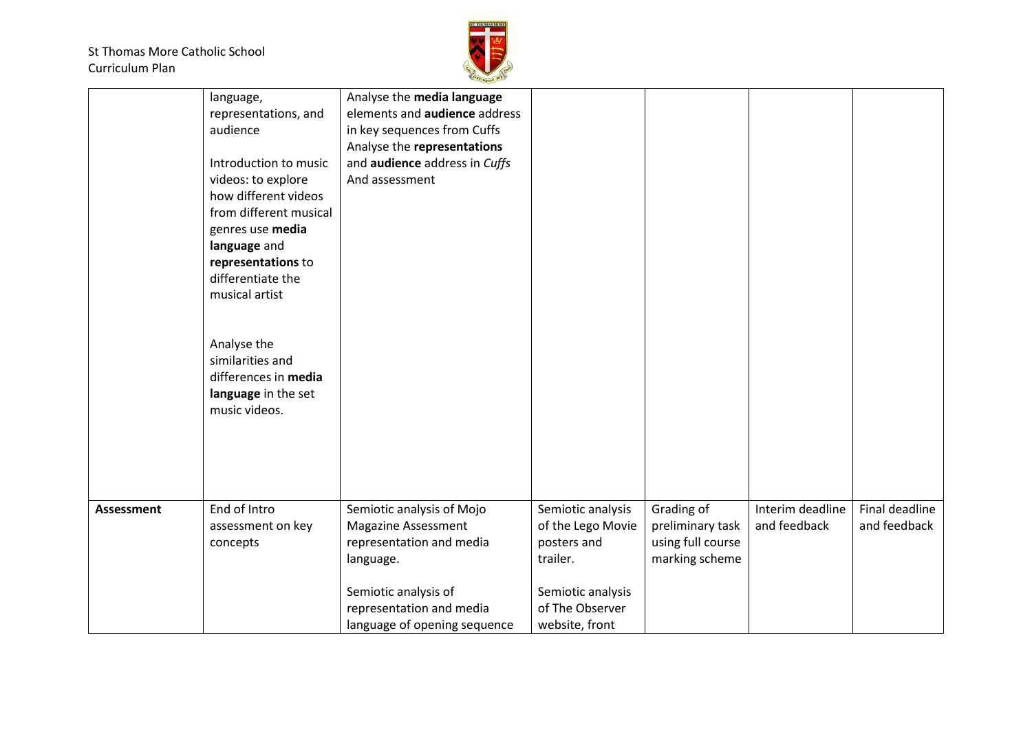| | | | | | | |
|---|---|---|---|---|---|---|
| | language, representations, and audience<br><br>Introduction to music videos: to explore how different videos from different musical genres use **media language** and **representations** to differentiate the musical artist<br><br>Analyse the similarities and differences in **media language** in the set music videos. | Analyse the **media language** elements and **audience** address in key sequences from Cuffs<br>Analyse the **representations** and **audience** address in *Cuffs*<br>And assessment | | | | |
| **Assessment** | End of Intro assessment on key concepts | Semiotic analysis of Mojo Magazine Assessment representation and media language.<br><br>Semiotic analysis of representation and media language of opening sequence | Semiotic analysis of the Lego Movie posters and trailer.<br><br>Semiotic analysis of The Observer website, front | Grading of preliminary task using full course marking scheme | Interim deadline and feedback | Final deadline and feedback |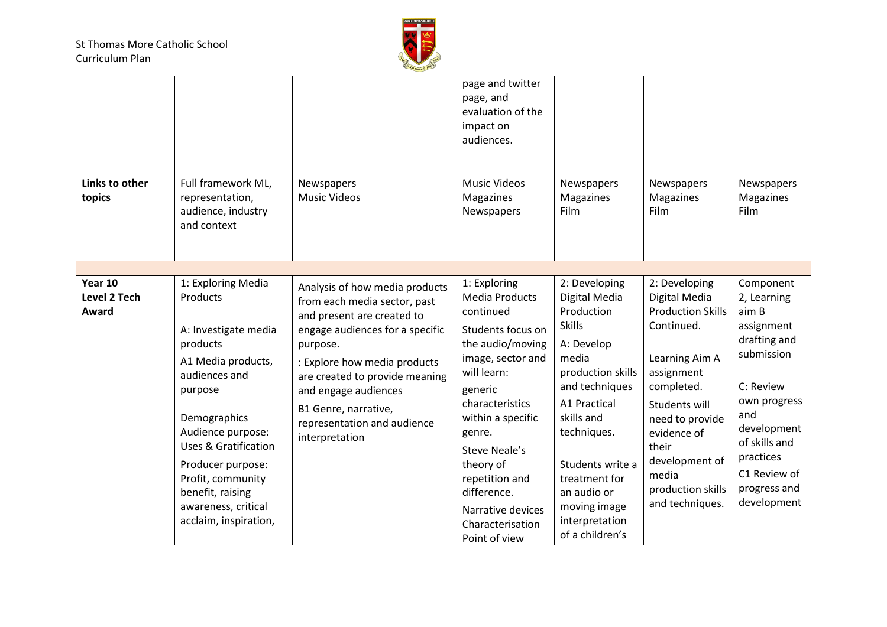| | | | | | | |
|---|---|---|---|---|---|---|
| | | | page and twitter page, and evaluation of the impact on audiences. | | | |
| **Links to other topics** | Full framework ML, representation, audience, industry and context | Newspapers<br>Music Videos | Music Videos<br>Magazines<br>Newspapers | Newspapers<br>Magazines<br>Film | Newspapers<br>Magazines<br>Film | Newspapers<br>Magazines<br>Film |
| | | | | | | |
| **Year 10 Level 2 Tech Award** | 1: Exploring Media Products<br><br>A: Investigate media products<br>A1 Media products, audiences and purpose<br><br>Demographics<br>Audience purpose: Uses & Gratification<br>Producer purpose: Profit, community benefit, raising awareness, critical acclaim, inspiration, | Analysis of how media products from each media sector, past and present are created to engage audiences for a specific purpose.<br>: Explore how media products are created to provide meaning and engage audiences<br>B1 Genre, narrative, representation and audience interpretation | 1: Exploring Media Products continued<br>Students focus on the audio/moving image, sector and will learn:<br>generic characteristics within a specific genre.<br>Steve Neale's theory of repetition and difference.<br>Narrative devices<br>Characterisation<br>Point of view | 2: Developing Digital Media Production Skills<br>A: Develop media production skills and techniques<br>A1 Practical skills and techniques.<br><br>Students write a treatment for an audio or moving image interpretation of a children's | 2: Developing Digital Media Production Skills Continued.<br><br>Learning Aim A assignment completed.<br>Students will need to provide evidence of their development of media production skills and techniques. | Component 2, Learning aim B assignment drafting and submission<br><br>C: Review own progress and development of skills and practices<br>C1 Review of progress and development |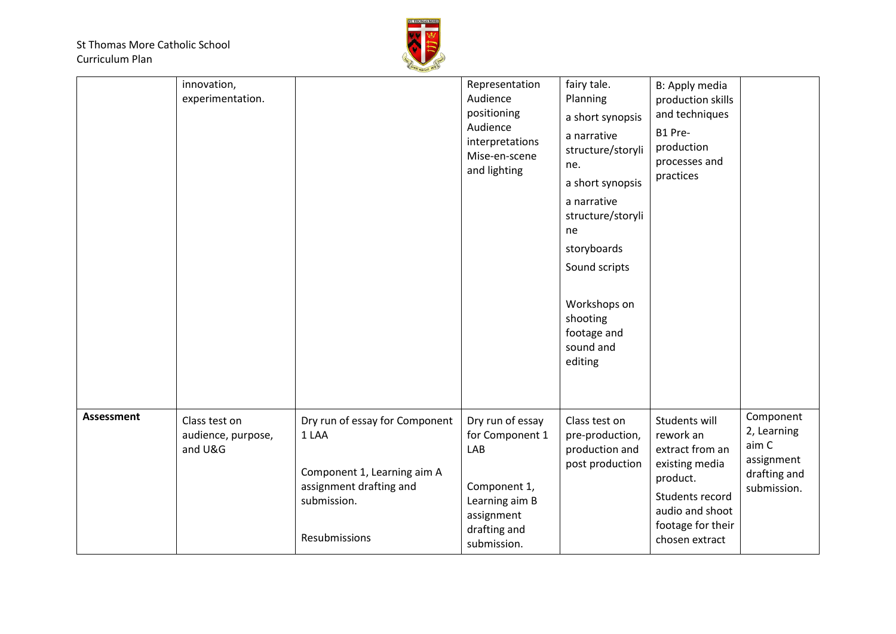|  | innovation, experimentation. |  | Representation Audience positioning Audience interpretations Mise-en-scene and lighting | fairy tale. Planning a short synopsis a narrative structure/storyline. a short synopsis a narrative structure/storyline storyboards Sound scripts Workshops on shooting footage and sound and editing | B: Apply media production skills and techniques B1 Pre-production processes and practices |  |
|---|---|---|---|---|---|---|
| **Assessment** | Class test on audience, purpose, and U&G | Dry run of essay for Component 1 LAA<br><br>Component 1, Learning aim A assignment drafting and submission.<br><br>Resubmissions | Dry run of essay for Component 1 LAB<br><br>Component 1, Learning aim B assignment drafting and submission. | Class test on pre-production, production and post production | Students will rework an extract from an existing media product.<br>Students record audio and shoot footage for their chosen extract | Component 2, Learning aim C assignment drafting and submission. |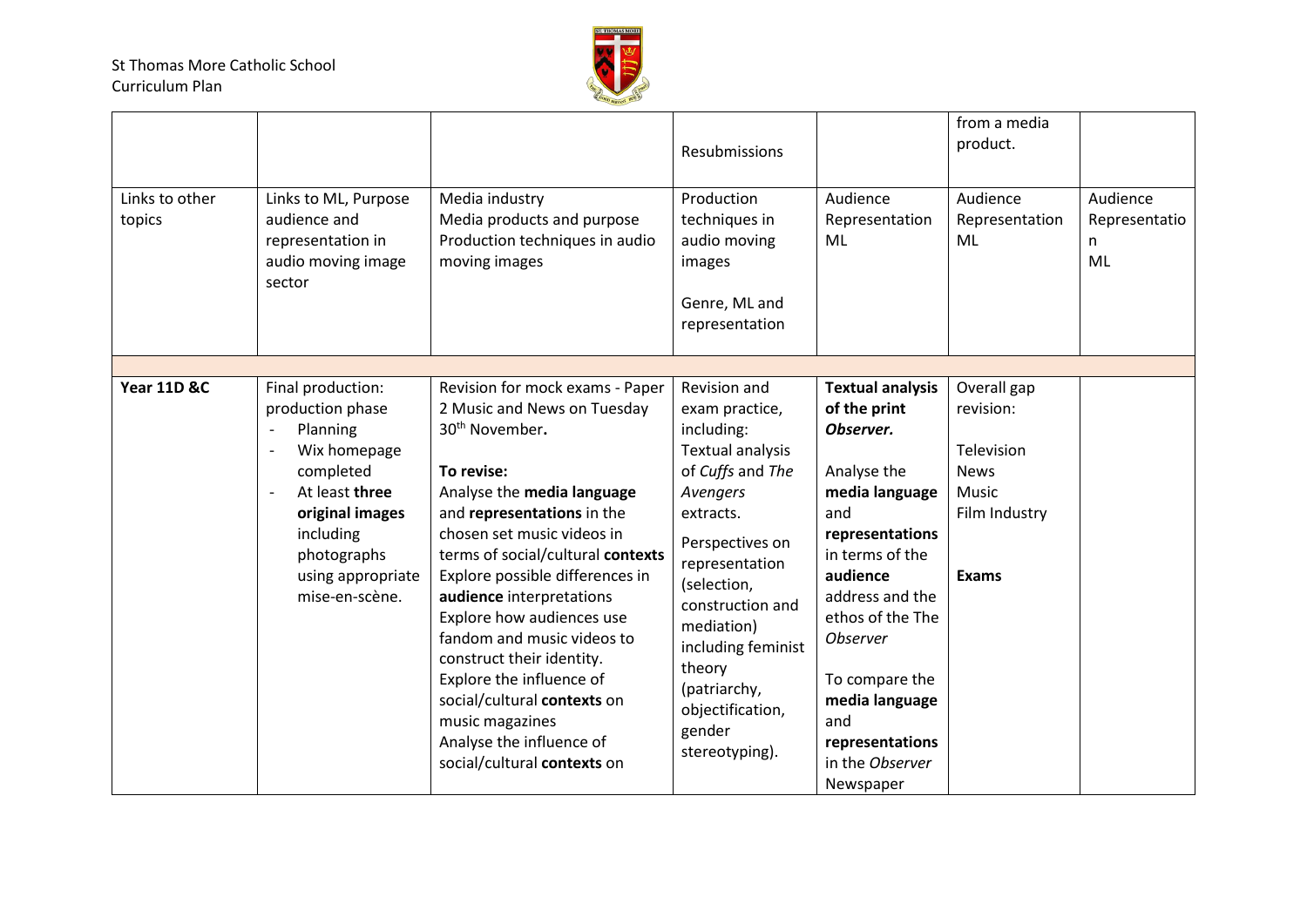|  |  |  | Resubmissions |  | from a media product. |  |
|---|---|---|---|---|---|---|
| Links to other topics | Links to ML, Purpose audience and representation in audio moving image sector | Media industry<br>Media products and purpose<br>Production techniques in audio moving images | Production techniques in audio moving images<br><br>Genre, ML and representation | Audience<br>Representation<br>ML | Audience<br>Representation<br>ML | Audience<br>Representation<br>ML |
|  |  |  |  |  |  |  |
| **Year 11D &C** | Final production: production phase<br>- Planning<br>- Wix homepage completed<br>- At least **three original images** including photographs using appropriate mise-en-scène. | Revision for mock exams - Paper 2 Music and News on Tuesday 30th November**.**<br><br>**To revise:**<br>Analyse the **media language** and **representations** in the chosen set music videos in terms of social/cultural **contexts**<br>Explore possible differences in **audience** interpretations<br>Explore how audiences use fandom and music videos to construct their identity.<br>Explore the influence of social/cultural **contexts** on music magazines<br>Analyse the influence of social/cultural **contexts** on | Revision and exam practice, including:<br>Textual analysis of *Cuffs* and *The Avengers* extracts.<br><br>Perspectives on representation (selection, construction and mediation) including feminist theory (patriarchy, objectification, gender stereotyping). | **Textual analysis of the print *Observer.***<br><br>Analyse the **media language** and **representations** in terms of the **audience** address and the ethos of the The *Observer*<br><br>To compare the **media language** and **representations** in the *Observer* Newspaper | Overall gap revision:<br><br>Television<br>News<br>Music<br>Film Industry<br><br>**Exams** |  |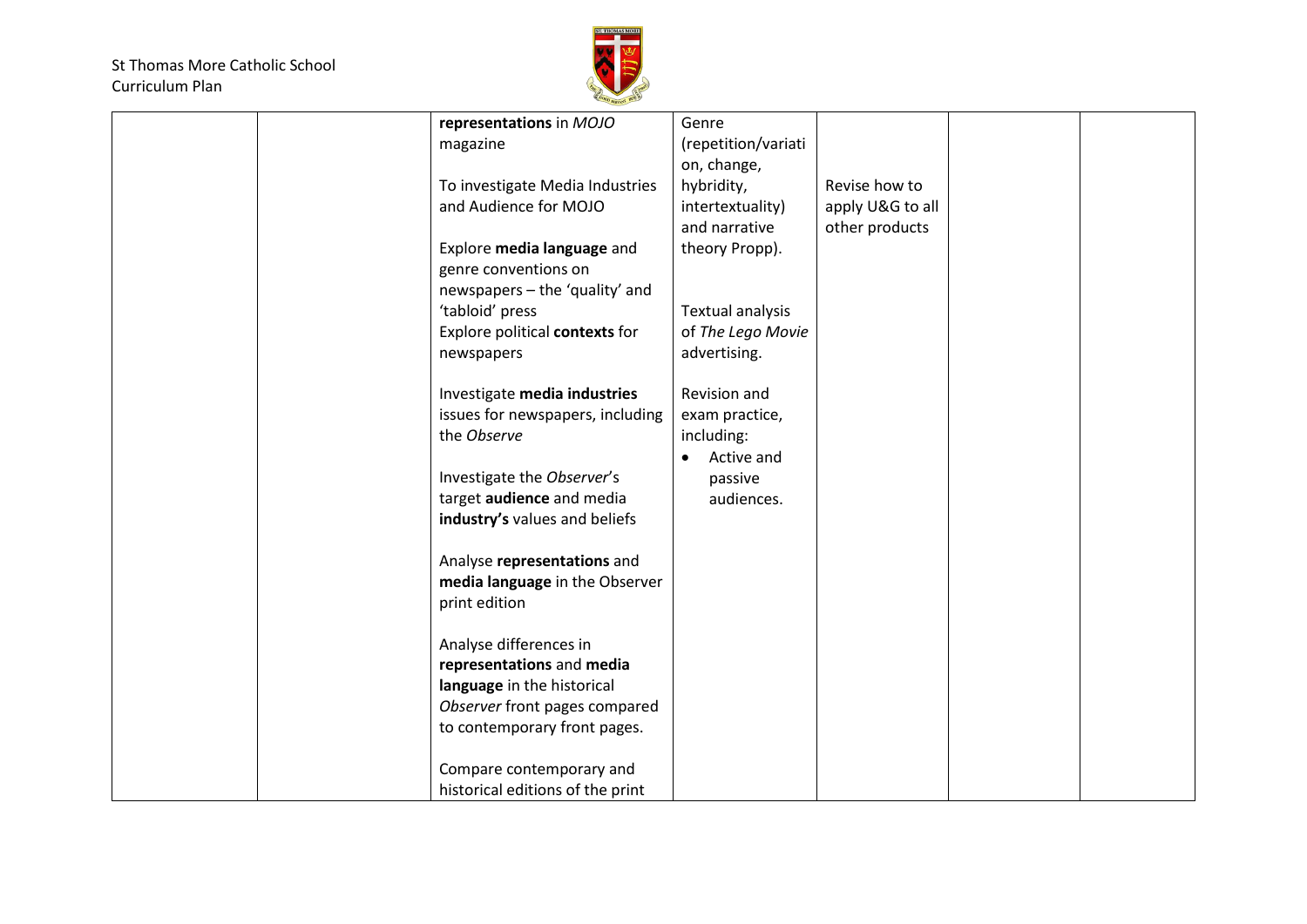| | | **representations** in *MOJO* magazine<br><br>To investigate Media Industries and Audience for MOJO<br><br>Explore **media language** and genre conventions on newspapers – the 'quality' and 'tabloid' press<br>Explore political **contexts** for newspapers<br><br>Investigate **media industries** issues for newspapers, including the *Observe*<br><br>Investigate the *Observer*'s target **audience** and media **industry's** values and beliefs<br><br>Analyse **representations** and **media language** in the Observer print edition<br><br>Analyse differences in **representations** and **media language** in the historical *Observer* front pages compared to contemporary front pages.<br><br>Compare contemporary and historical editions of the print | Genre (repetition/variation, change, hybridity, intertextuality) and narrative theory Propp).<br><br>Textual analysis of *The Lego Movie* advertising.<br><br>Revision and exam practice, including:<br>• Active and passive audiences. | Revise how to apply U&G to all other products | | |
|---|---|---|---|---|---|---|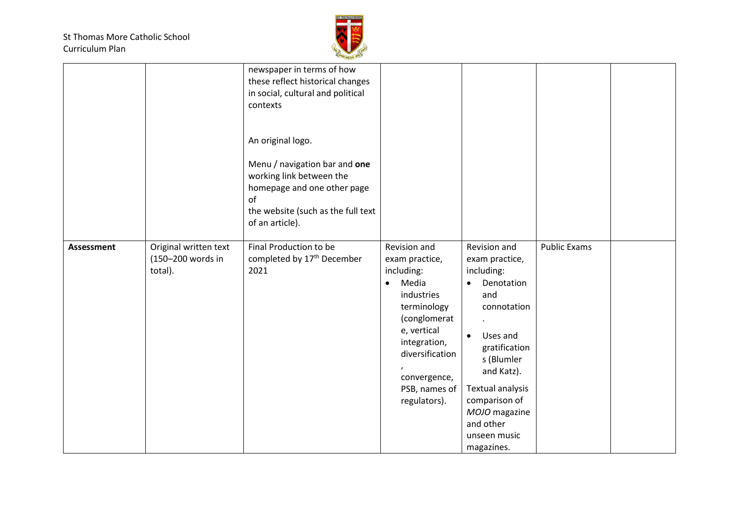| | | | | | | |
|---|---|---|---|---|---|---|
| | | newspaper in terms of how these reflect historical changes in social, cultural and political contexts<br><br>An original logo.<br><br>Menu / navigation bar and **one** working link between the homepage and one other page of the website (such as the full text of an article). | | | | |
| **Assessment** | Original written text (150–200 words in total). | Final Production to be completed by 17th December 2021 | Revision and exam practice, including:<br>• Media industries terminology (conglomerate, vertical integration, diversification, convergence, PSB, names of regulators). | Revision and exam practice, including:<br>• Denotation and connotation.<br>• Uses and gratifications (Blumler and Katz).<br><br>Textual analysis comparison of *MOJO* magazine and other unseen music magazines. | Public Exams | |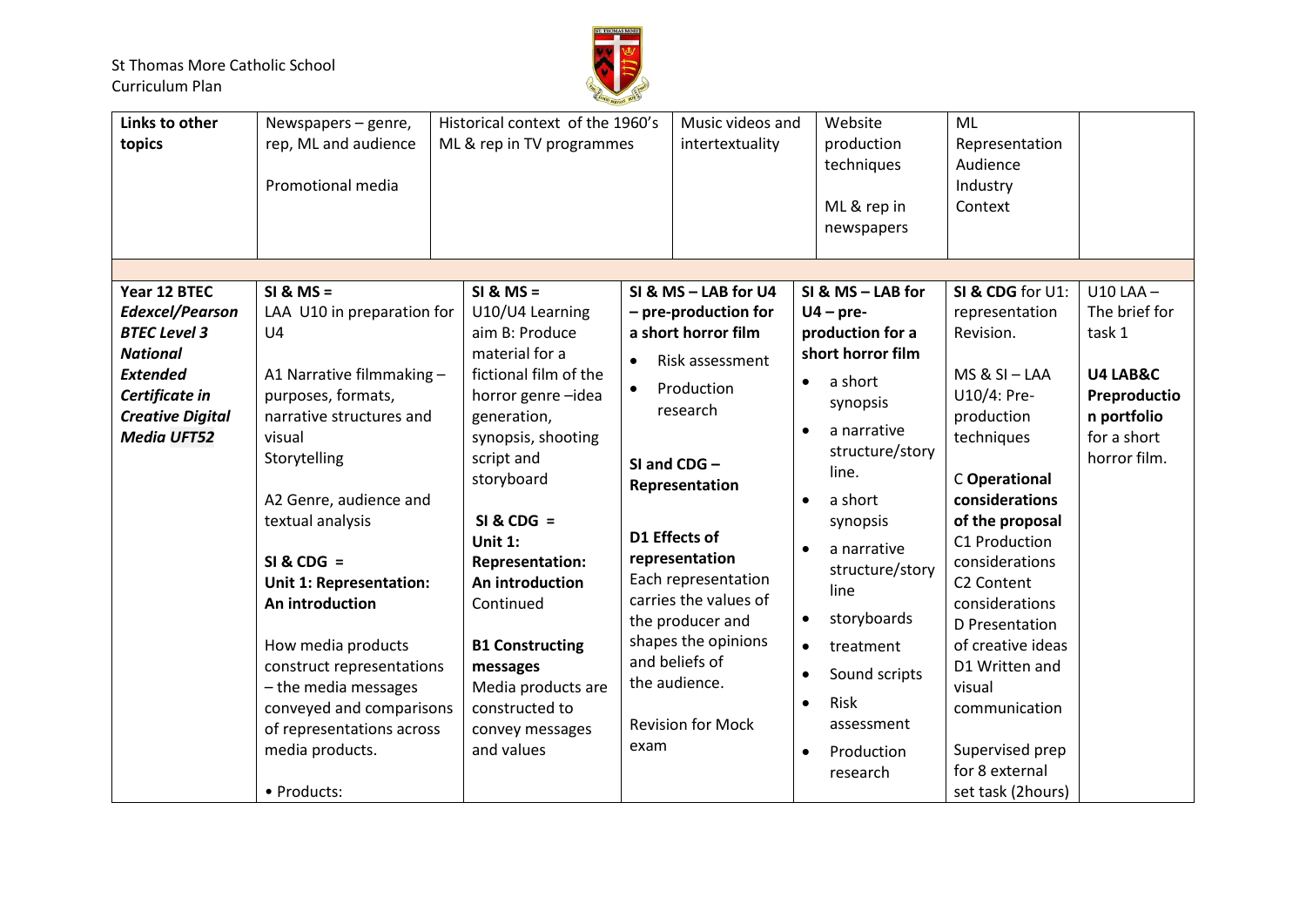St Thomas More Catholic School
Curriculum Plan

| | | | | | | |
|---|---|---|---|---|---|---|
| **Links to other topics** | Newspapers – genre, rep, ML and audience<br><br>Promotional media | Historical context of the 1960's ML & rep in TV programmes | Music videos and intertextuality | Website production techniques<br><br>ML & rep in newspapers | ML<br>Representation<br>Audience<br>Industry<br>Context | |
| | | | | | | |
| ***Year 12 BTEC Edexcel/Pearson BTEC Level 3 National Extended Certificate in Creative Digital Media UFT52*** | **SI & MS =**<br>LAA U10 in preparation for U4<br><br>A1 Narrative filmmaking – purposes, formats, narrative structures and visual Storytelling<br><br>A2 Genre, audience and textual analysis<br><br>**SI & CDG =**<br>**Unit 1: Representation: An introduction**<br><br>How media products construct representations – the media messages conveyed and comparisons of representations across media products.<br><br>• Products: | **SI & MS =**<br>U10/U4 Learning aim B: Produce material for a fictional film of the horror genre –idea generation, synopsis, shooting script and storyboard<br><br>**SI & CDG =**<br>**Unit 1: Representation: An introduction**<br>Continued<br><br>**B1 Constructing messages**<br>Media products are constructed to convey messages and values | **SI & MS – LAB for U4 – pre-production for a short horror film**<br>• Risk assessment<br>• Production research<br><br>**SI and CDG – Representation**<br><br>**D1 Effects of representation**<br>Each representation carries the values of the producer and shapes the opinions and beliefs of the audience.<br><br>Revision for Mock exam | **SI & MS – LAB for U4 – pre-production for a short horror film**<br>• a short synopsis<br>• a narrative structure/story line.<br>• a short synopsis<br>• a narrative structure/story line<br>• storyboards<br>• treatment<br>• Sound scripts<br>• Risk assessment<br>• Production research | **SI & CDG** for U1: representation Revision.<br><br>MS & SI – LAA U10/4: Pre-production techniques<br><br>C **Operational considerations of the proposal**<br>C1 Production considerations<br>C2 Content considerations<br>D Presentation of creative ideas<br>D1 Written and visual communication<br><br>Supervised prep for 8 external set task (2hours) | U10 LAA – The brief for task 1<br><br>**U4 LAB&C Preproduction portfolio** for a short horror film. |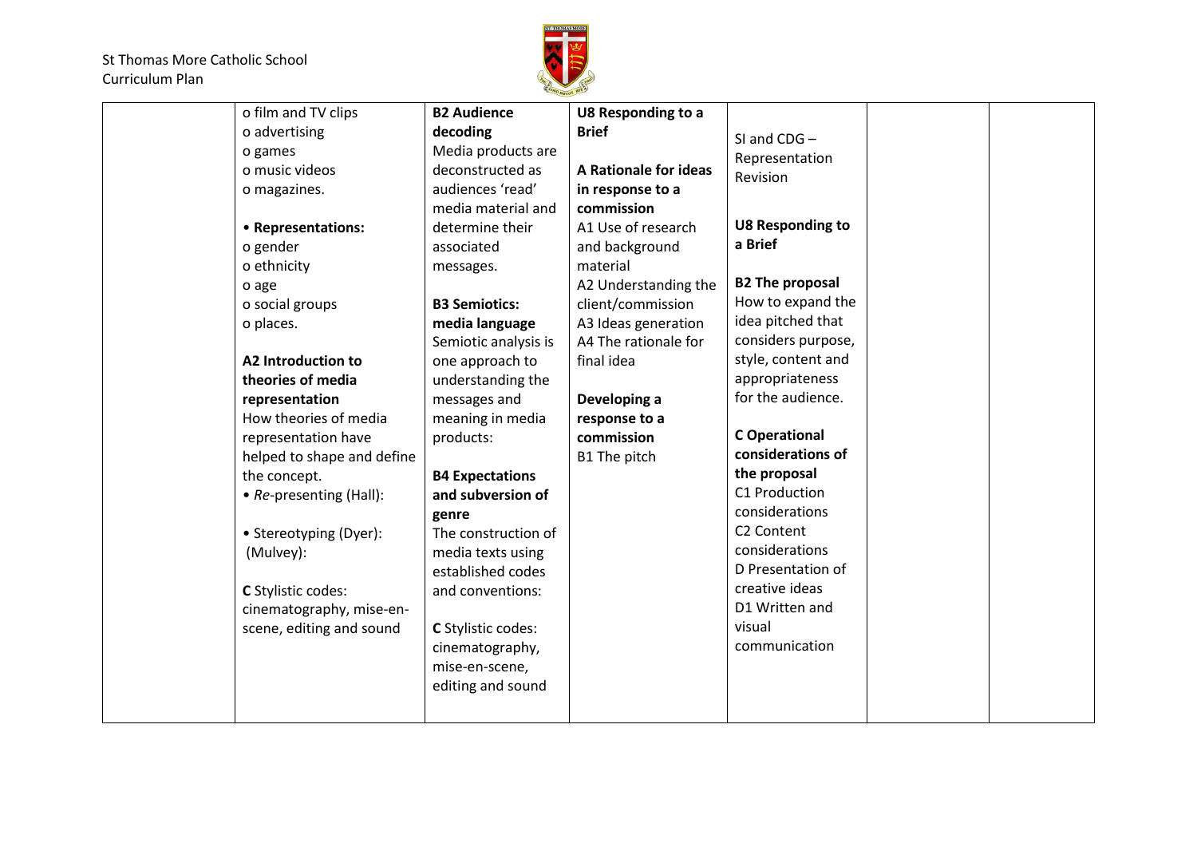| | | | | | | |
|---|---|---|---|---|---|---|
| | o film and TV clips<br>o advertising<br>o games<br>o music videos<br>o magazines.<br><br>• **Representations:**<br>o gender<br>o ethnicity<br>o age<br>o social groups<br>o places.<br><br>**A2 Introduction to theories of media representation**<br>How theories of media representation have helped to shape and define the concept.<br>• *Re*-presenting (Hall):<br><br>• Stereotyping (Dyer):<br>(Mulvey):<br><br>**C** Stylistic codes: cinematography, mise-en-scene, editing and sound | **B2 Audience decoding**<br>Media products are deconstructed as audiences 'read' media material and determine their associated messages.<br><br>**B3 Semiotics: media language**<br>Semiotic analysis is one approach to understanding the messages and meaning in media products:<br><br>**B4 Expectations and subversion of genre**<br>The construction of media texts using established codes and conventions:<br><br>**C** Stylistic codes: cinematography, mise-en-scene, editing and sound | **U8 Responding to a Brief**<br><br>**A Rationale for ideas in response to a commission**<br>A1 Use of research and background material<br>A2 Understanding the client/commission<br>A3 Ideas generation<br>A4 The rationale for final idea<br><br>**Developing a response to a commission**<br>B1 The pitch | SI and CDG – Representation Revision<br><br>**U8 Responding to a Brief**<br><br>**B2 The proposal**<br>How to expand the idea pitched that considers purpose, style, content and appropriateness for the audience.<br><br>**C Operational considerations of the proposal**<br>C1 Production considerations<br>C2 Content considerations<br>D Presentation of creative ideas<br>D1 Written and visual communication | | |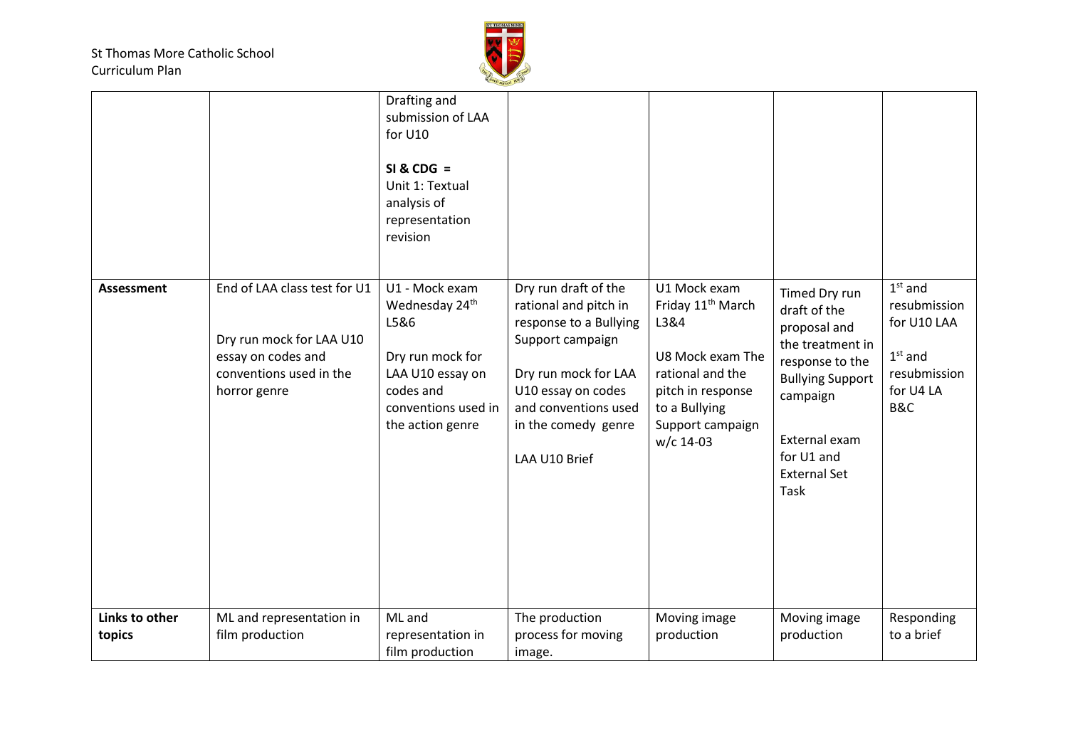| | | | | | | |
|---|---|---|---|---|---|---|
| | | Drafting and submission of LAA for U10<br><br>**SI & CDG =** Unit 1: Textual analysis of representation revision | | | | |
| **Assessment** | End of LAA class test for U1<br><br>Dry run mock for LAA U10 essay on codes and conventions used in the horror genre | U1 - Mock exam Wednesday 24th L5&6<br><br>Dry run mock for LAA U10 essay on codes and conventions used in the action genre | Dry run draft of the rational and pitch in response to a Bullying Support campaign<br><br>Dry run mock for LAA U10 essay on codes and conventions used in the comedy genre<br><br>LAA U10 Brief | U1 Mock exam Friday 11th March L3&4<br><br>U8 Mock exam The rational and the pitch in response to a Bullying Support campaign w/c 14-03 | Timed Dry run draft of the proposal and the treatment in response to the Bullying Support campaign<br><br>External exam for U1 and External Set Task | 1st and resubmission for U10 LAA<br><br>1st and resubmission for U4 LA B&C |
| **Links to other topics** | ML and representation in film production | ML and representation in film production | The production process for moving image. | Moving image production | Moving image production | Responding to a brief |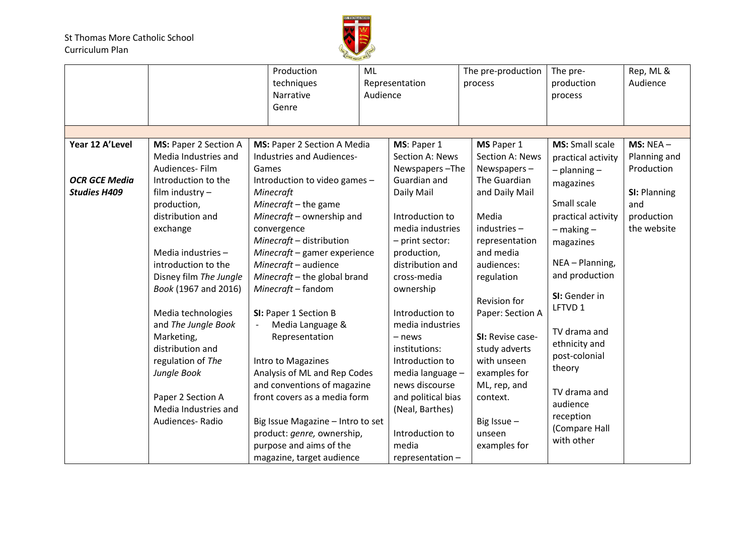| | | | | | | |
|---|---|---|---|---|---|---|
| | | Production techniques<br>Narrative<br>Genre | ML<br>Representation<br>Audience | The pre-production process | The pre-production process | Rep, ML & Audience |
| | | | | | | |
| **Year 12 A'Level**<br><br>***OCR GCE Media Studies H409*** | **MS:** Paper 2 Section A Media Industries and Audiences- Film<br>Introduction to the film industry – production, distribution and exchange<br><br>Media industries – introduction to the Disney film *The Jungle Book* (1967 and 2016)<br><br>Media technologies and *The Jungle Book*<br>Marketing, distribution and regulation of *The Jungle Book*<br><br>Paper 2 Section A Media Industries and Audiences- Radio | **MS:** Paper 2 Section A Media Industries and Audiences- Games<br>Introduction to video games – *Minecraft*<br>*Minecraft* – the game<br>*Minecraft* – ownership and convergence<br>*Minecraft* – distribution<br>*Minecraft* – gamer experience<br>*Minecraft* – audience<br>*Minecraft* – the global brand<br>*Minecraft* – fandom<br><br>**SI:** Paper 1 Section B<br>- Media Language & Representation<br><br>Intro to Magazines<br>Analysis of ML and Rep Codes and conventions of magazine front covers as a media form<br><br>Big Issue Magazine – Intro to set product: *genre,* ownership, purpose and aims of the magazine, target audience | **MS**: Paper 1 Section A: News Newspapers –The Guardian and Daily Mail<br><br>Introduction to media industries – print sector: production, distribution and cross-media ownership<br><br>Introduction to media industries – news institutions: Introduction to media language – news discourse and political bias (Neal, Barthes)<br><br>Introduction to media representation – | **MS** Paper 1 Section A: News Newspapers – The Guardian and Daily Mail<br><br>Media industries – representation and media audiences: regulation<br><br>Revision for Paper: Section A<br><br>**SI:** Revise case-study adverts with unseen examples for ML, rep, and context.<br><br>Big Issue – unseen examples for | **MS:** Small scale practical activity – planning – magazines<br><br>Small scale practical activity – making – magazines<br><br>NEA – Planning, and production<br><br>**SI:** Gender in LFTVD 1<br><br>TV drama and ethnicity and post-colonial theory<br><br>TV drama and audience reception (Compare Hall with other | **MS:** NEA – Planning and Production<br><br>**SI:** Planning and production the website |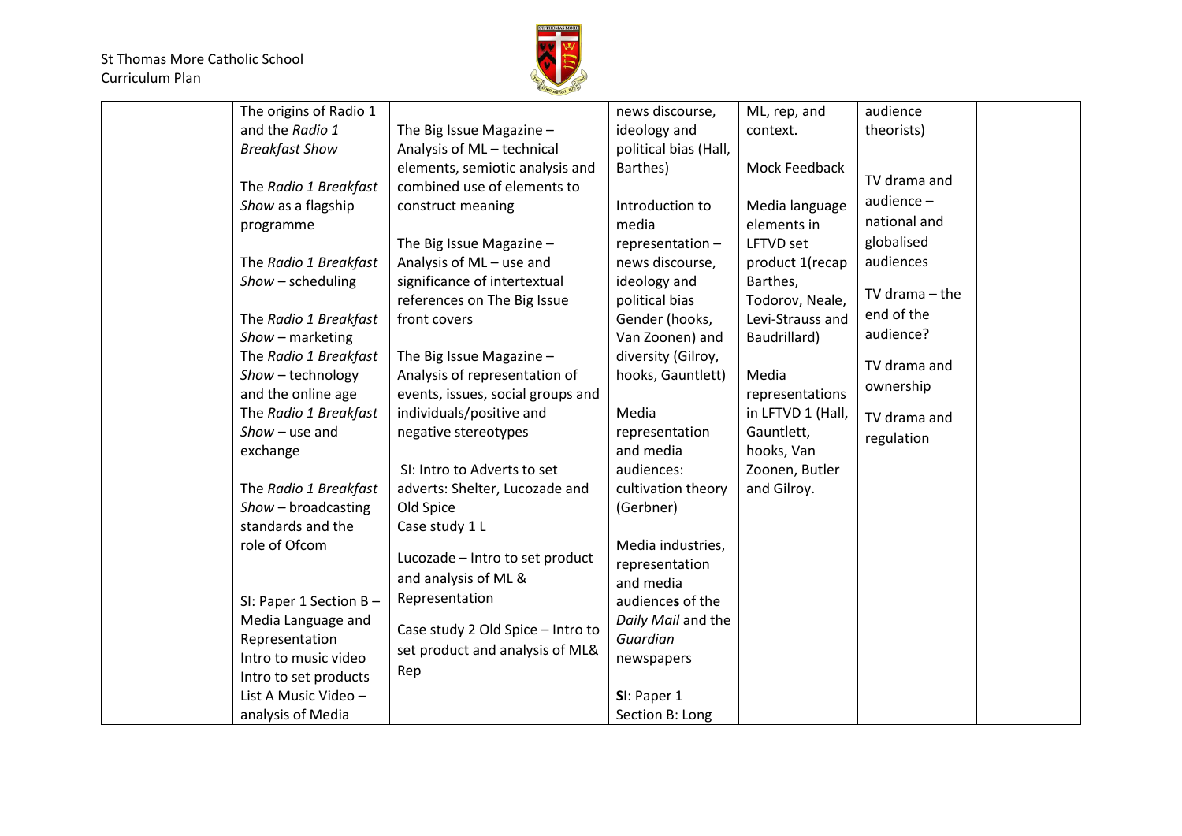| | | | | | | |
|---|---|---|---|---|---|---|
| | The origins of Radio 1 and the *Radio 1 Breakfast Show*<br><br>The *Radio 1 Breakfast Show* as a flagship programme<br><br>The *Radio 1 Breakfast Show* – scheduling<br><br>The *Radio 1 Breakfast Show* – marketing<br>The *Radio 1 Breakfast Show* – technology and the online age<br>The *Radio 1 Breakfast Show* – use and exchange<br><br>The *Radio 1 Breakfast Show* – broadcasting standards and the role of Ofcom<br><br>SI: Paper 1 Section B – Media Language and Representation<br>Intro to music video<br>Intro to set products<br>List A Music Video – analysis of Media | The Big Issue Magazine – Analysis of ML – technical elements, semiotic analysis and combined use of elements to construct meaning<br><br>The Big Issue Magazine – Analysis of ML – use and significance of intertextual references on The Big Issue front covers<br><br>The Big Issue Magazine – Analysis of representation of events, issues, social groups and individuals/positive and negative stereotypes<br><br>SI: Intro to Adverts to set adverts: Shelter, Lucozade and Old Spice<br>Case study 1 L<br><br>Lucozade – Intro to set product and analysis of ML & Representation<br><br>Case study 2 Old Spice – Intro to set product and analysis of ML& Rep | news discourse, ideology and political bias (Hall, Barthes)<br><br>Introduction to media representation – news discourse, ideology and political bias<br>Gender (hooks, Van Zoonen) and diversity (Gilroy, hooks, Gauntlett)<br><br>Media representation and media audiences: cultivation theory (Gerbner)<br><br>Media industries, representation and media audiences of the *Daily Mail* and the *Guardian* newspapers<br><br>SI: Paper 1 Section B: Long | ML, rep, and context.<br><br>Mock Feedback<br><br>Media language elements in LFTVD set product 1(recap Barthes, Todorov, Neale, Levi-Strauss and Baudrillard)<br><br>Media representations in LFTVD 1 (Hall, Gauntlett, hooks, Van Zoonen, Butler and Gilroy. | audience theorists)<br><br>TV drama and audience – national and globalised audiences<br><br>TV drama – the end of the audience?<br><br>TV drama and ownership<br><br>TV drama and regulation | |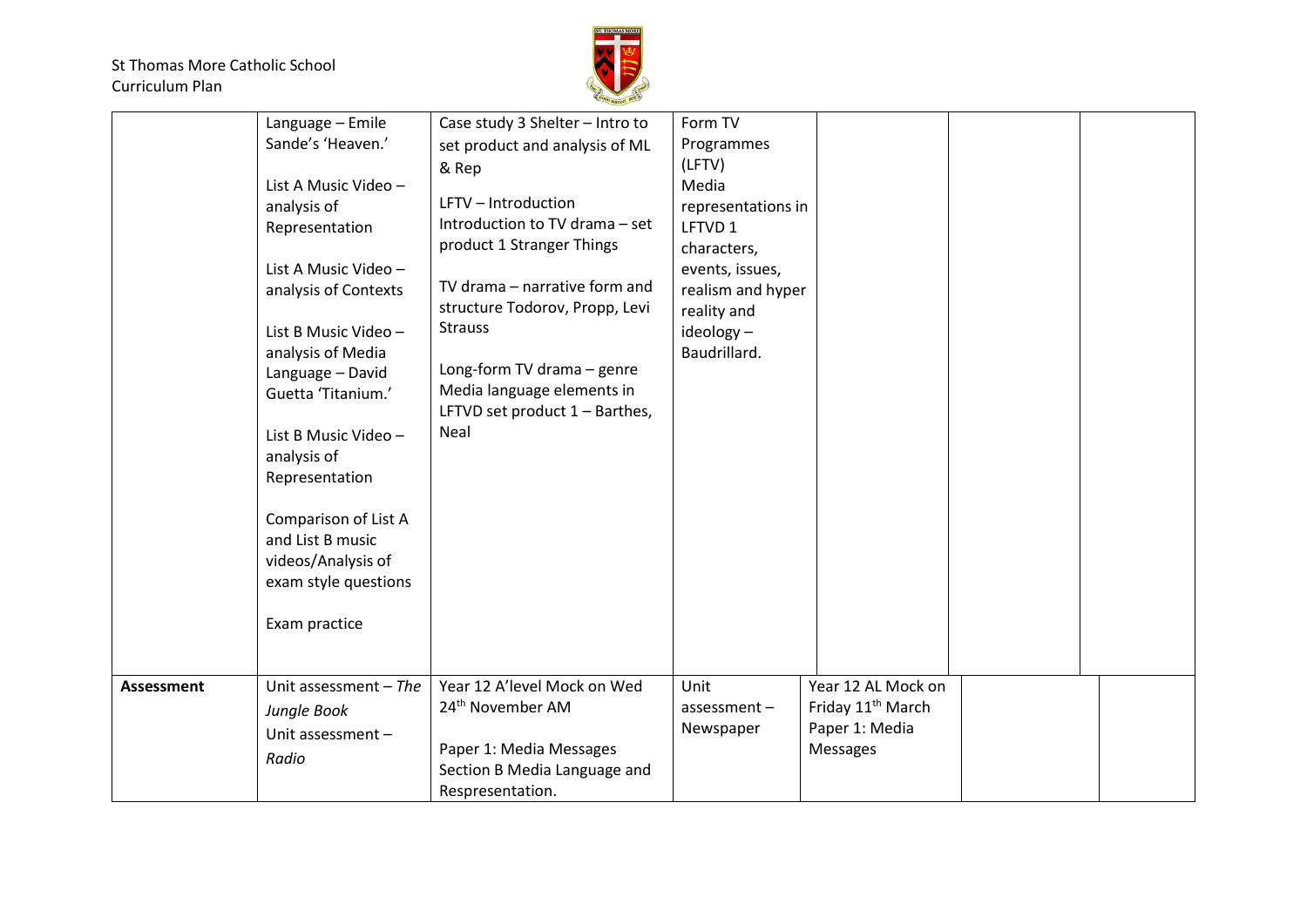| | | | | | | |
|---|---|---|---|---|---|---|
| | Language – Emile Sande's 'Heaven.'<br><br>List A Music Video – analysis of Representation<br><br>List A Music Video – analysis of Contexts<br><br>List B Music Video – analysis of Media Language – David Guetta 'Titanium.'<br><br>List B Music Video – analysis of Representation<br><br>Comparison of List A and List B music videos/Analysis of exam style questions<br><br>Exam practice | Case study 3 Shelter – Intro to set product and analysis of ML & Rep<br><br>LFTV – Introduction Introduction to TV drama – set product 1 Stranger Things<br><br>TV drama – narrative form and structure Todorov, Propp, Levi Strauss<br><br>Long-form TV drama – genre Media language elements in LFTVD set product 1 – Barthes, Neal | Form TV Programmes (LFTV)<br>Media representations in LFTVD 1 characters, events, issues, realism and hyper reality and ideology – Baudrillard. | | | |
| **Assessment** | Unit assessment – *The Jungle Book*<br>Unit assessment – *Radio* | Year 12 A'level Mock on Wed 24th November AM<br><br>Paper 1: Media Messages Section B Media Language and Respresentation. | Unit assessment – Newspaper | Year 12 AL Mock on Friday 11th March<br>Paper 1: Media Messages | | |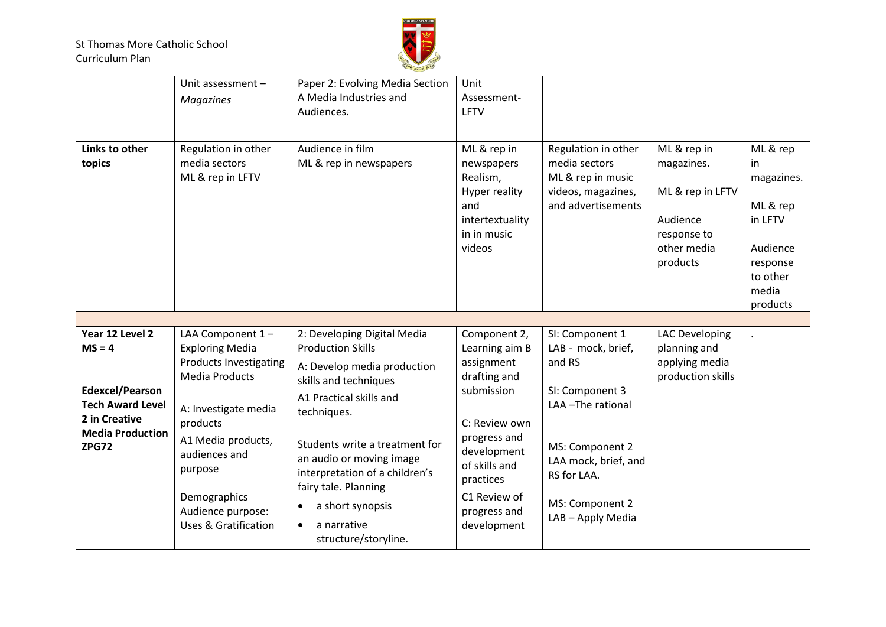|  | Unit assessment – *Magazines* | Paper 2: Evolving Media Section A Media Industries and Audiences. | Unit Assessment- LFTV |  |  |  |
|---|---|---|---|---|---|---|
| **Links to other topics** | Regulation in other media sectors<br>ML & rep in LFTV | Audience in film<br>ML & rep in newspapers | ML & rep in newspapers<br>Realism, Hyper reality and intertextuality in in music videos | Regulation in other media sectors<br>ML & rep in music videos, magazines, and advertisements | ML & rep in magazines.<br><br>ML & rep in LFTV<br><br>Audience response to other media products | ML & rep in magazines.<br><br>ML & rep in LFTV<br><br>Audience response to other media products |
|  |  |  |  |  |  |  |
| **Year 12 Level 2**<br>**MS = 4**<br><br>**Edexcel/Pearson Tech Award Level 2 in Creative Media Production ZPG72** | LAA Component 1 – Exploring Media Products Investigating Media Products<br><br>A: Investigate media products<br><br>A1 Media products, audiences and purpose<br><br>Demographics<br>Audience purpose: Uses & Gratification | 2: Developing Digital Media Production Skills<br><br>A: Develop media production skills and techniques<br><br>A1 Practical skills and techniques.<br><br>Students write a treatment for an audio or moving image interpretation of a children's fairy tale. Planning<br>• a short synopsis<br>• a narrative structure/storyline. | Component 2, Learning aim B assignment drafting and submission<br><br>C: Review own progress and development of skills and practices<br><br>C1 Review of progress and development | SI: Component 1 LAB - mock, brief, and RS<br><br>SI: Component 3 LAA –The rational<br><br>MS: Component 2 LAA mock, brief, and RS for LAA.<br><br>MS: Component 2 LAB – Apply Media | LAC Developing planning and applying media production skills | . |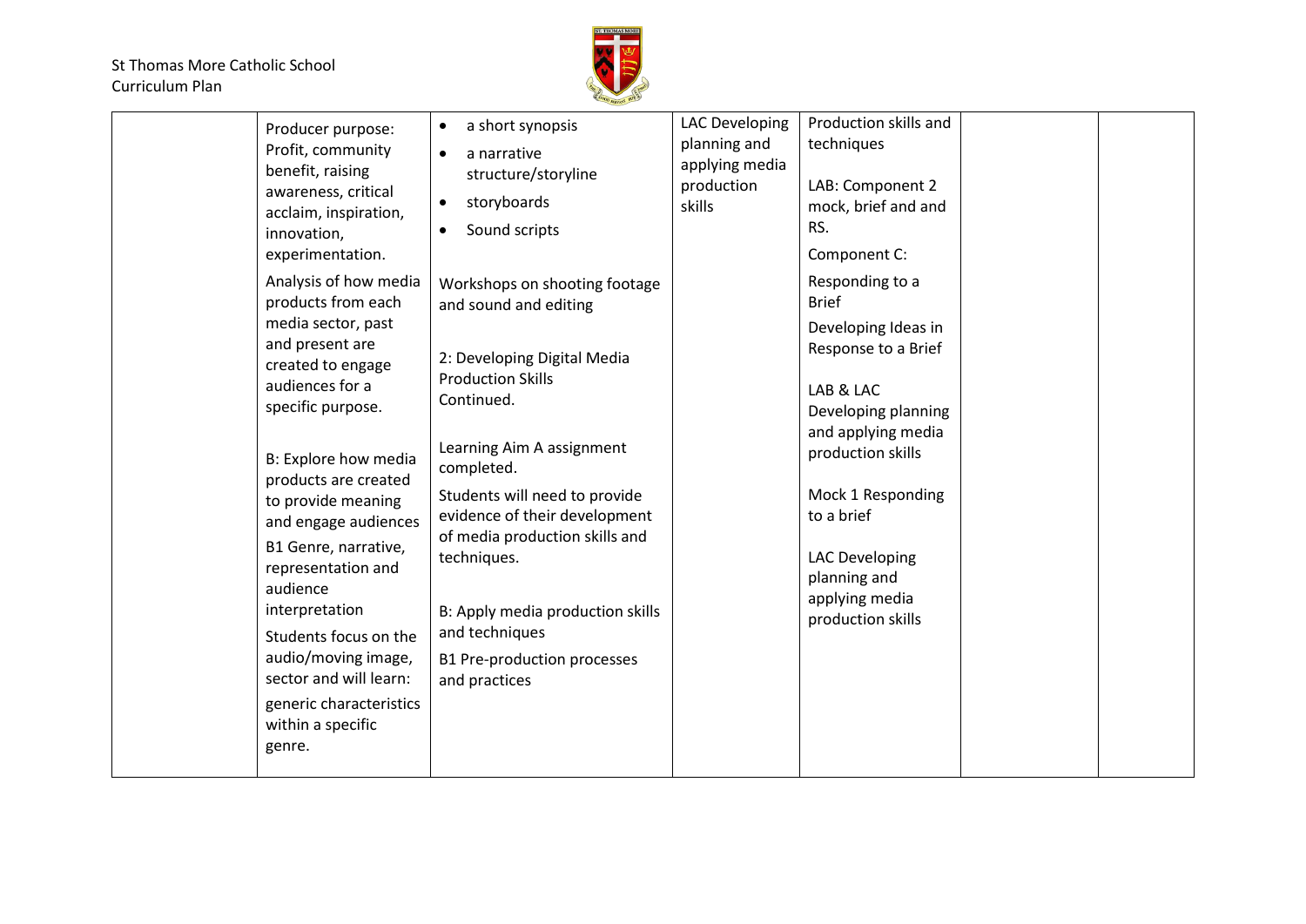| | | | | | | |
|---|---|---|---|---|---|---|
| | Producer purpose: Profit, community benefit, raising awareness, critical acclaim, inspiration, innovation, experimentation.<br><br>Analysis of how media products from each media sector, past and present are created to engage audiences for a specific purpose.<br><br>B: Explore how media products are created to provide meaning and engage audiences<br><br>B1 Genre, narrative, representation and audience interpretation<br><br>Students focus on the audio/moving image, sector and will learn:<br><br>generic characteristics within a specific genre. | • a short synopsis<br>• a narrative structure/storyline<br>• storyboards<br>• Sound scripts<br><br>Workshops on shooting footage and sound and editing<br><br>2: Developing Digital Media Production Skills Continued.<br><br>Learning Aim A assignment completed.<br><br>Students will need to provide evidence of their development of media production skills and techniques.<br><br>B: Apply media production skills and techniques<br><br>B1 Pre-production processes and practices | LAC Developing planning and applying media production skills | Production skills and techniques<br><br>LAB: Component 2 mock, brief and and RS.<br><br>Component C:<br><br>Responding to a Brief<br><br>Developing Ideas in Response to a Brief<br><br>LAB & LAC Developing planning and applying media production skills<br><br>Mock 1 Responding to a brief<br><br>LAC Developing planning and applying media production skills | | |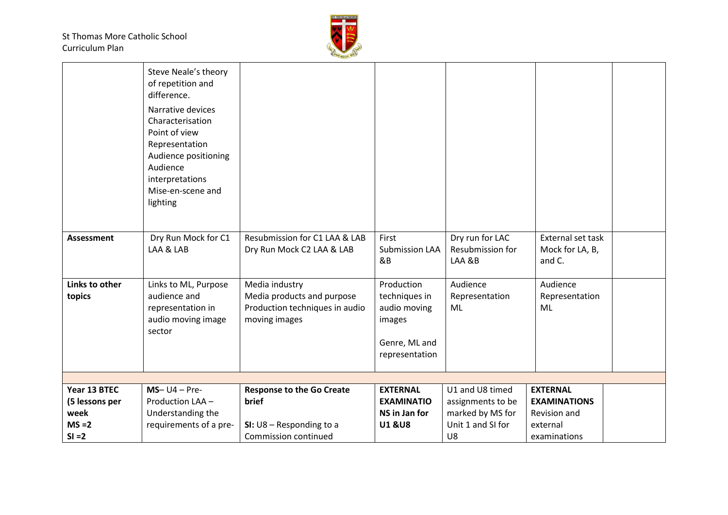| | | | | | | |
|---|---|---|---|---|---|---|
| | Steve Neale's theory of repetition and difference.<br><br>Narrative devices<br>Characterisation<br>Point of view<br>Representation<br>Audience positioning<br>Audience interpretations<br>Mise-en-scene and lighting | | | | | |
| **Assessment** | Dry Run Mock for C1 LAA & LAB | Resubmission for C1 LAA & LAB<br>Dry Run Mock C2 LAA & LAB | First Submission LAA &B | Dry run for LAC<br>Resubmission for LAA &B | External set task Mock for LA, B, and C. | |
| **Links to other topics** | Links to ML, Purpose audience and representation in audio moving image sector | Media industry<br>Media products and purpose<br>Production techniques in audio moving images | Production techniques in audio moving images<br><br>Genre, ML and representation | Audience<br>Representation<br>ML | Audience<br>Representation<br>ML | |
| | | | | | | |
| **Year 13 BTEC (5 lessons per week<br>MS =2<br>SI =2** | **MS**– U4 – Pre-Production LAA – Understanding the requirements of a pre- | **Response to the Go Create brief**<br><br>**SI:** U8 – Responding to a Commission continued | **EXTERNAL EXAMINATIONS in Jan for U1 &U8** | U1 and U8 timed assignments to be marked by MS for Unit 1 and SI for U8 | **EXTERNAL EXAMINATIONS**<br>Revision and external examinations | |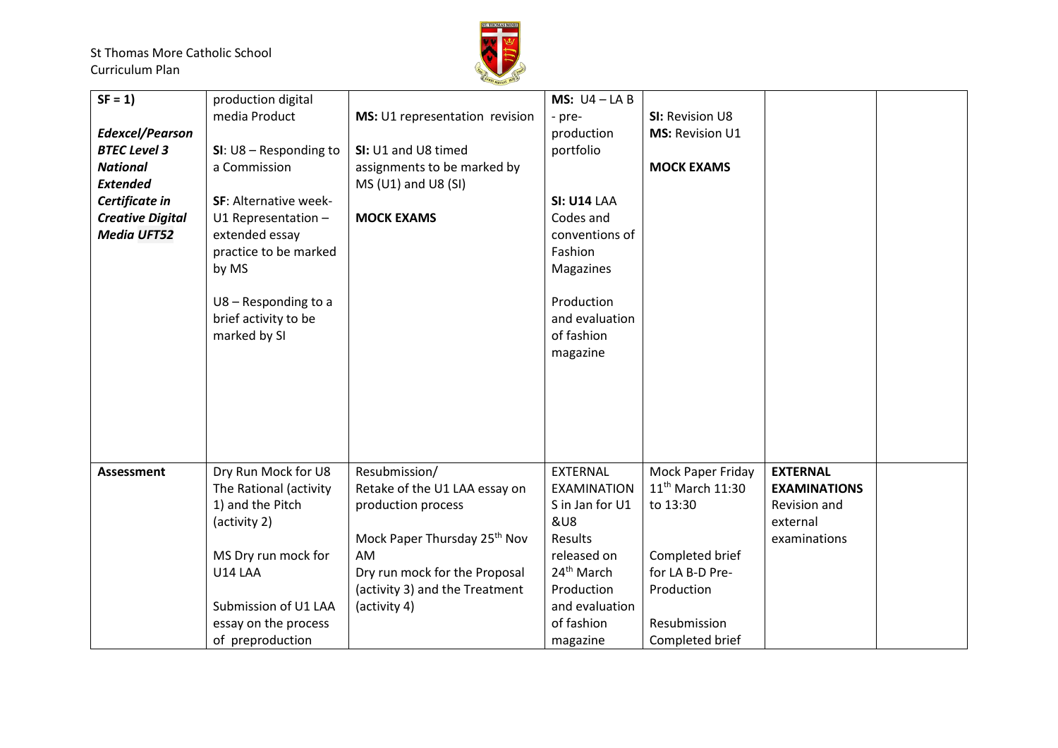| **SF = 1)**<br><br>***Edexcel/Pearson BTEC Level 3 National Extended Certificate in Creative Digital Media UFT52*** | production digital media Product<br><br>**SI**: U8 – Responding to a Commission<br><br>**SF**: Alternative week- U1 Representation – extended essay practice to be marked by MS<br><br>U8 – Responding to a brief activity to be marked by SI | **MS:** U1 representation revision<br><br>**SI:** U1 and U8 timed assignments to be marked by MS (U1) and U8 (SI)<br><br>**MOCK EXAMS** | **MS:** U4 – LA B - pre-production portfolio<br><br>**SI: U14** LAA Codes and conventions of Fashion Magazines<br><br>Production and evaluation of fashion magazine | **SI:** Revision U8<br>**MS:** Revision U1<br><br>**MOCK EXAMS** | | |
|---|---|---|---|---|---|---|
| **Assessment** | Dry Run Mock for U8 The Rational (activity 1) and the Pitch (activity 2)<br><br>MS Dry run mock for U14 LAA<br><br>Submission of U1 LAA essay on the process of preproduction | Resubmission/ Retake of the U1 LAA essay on production process<br><br>Mock Paper Thursday 25th Nov AM<br>Dry run mock for the Proposal (activity 3) and the Treatment (activity 4) | EXTERNAL EXAMINATIONS in Jan for U1 &U8<br>Results released on 24th March<br>Production and evaluation of fashion magazine | Mock Paper Friday 11th March 11:30 to 13:30<br><br>Completed brief for LA B-D Pre-Production<br><br>Resubmission Completed brief | **EXTERNAL EXAMINATIONS**<br>Revision and external examinations | |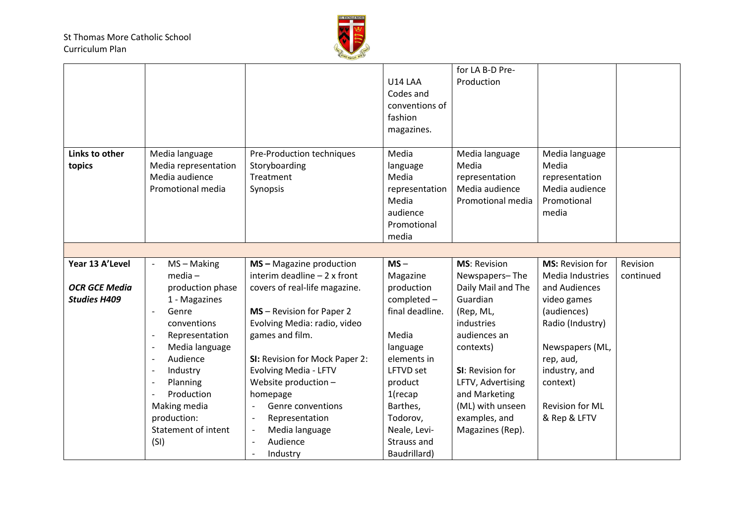| | | | | | | |
|---|---|---|---|---|---|---|
| | | | U14 LAA Codes and conventions of fashion magazines. | for LA B-D Pre-Production | | |
| **Links to other topics** | Media language<br>Media representation<br>Media audience<br>Promotional media | Pre-Production techniques<br>Storyboarding<br>Treatment<br>Synopsis | Media language<br>Media representation<br>Media audience<br>Promotional media | Media language<br>Media representation<br>Media audience<br>Promotional media | Media language<br>Media representation<br>Media audience<br>Promotional media | |
| | | | | | | |
| **Year 13 A'Level**<br><br>***OCR GCE Media Studies H409*** | - MS – Making media – production phase 1 - Magazines<br>- Genre conventions<br>- Representation<br>- Media language<br>- Audience<br>- Industry<br>- Planning<br>- Production<br>Making media production: Statement of intent (SI) | **MS –** Magazine production interim deadline – 2 x front covers of real-life magazine.<br><br>**MS** – Revision for Paper 2 Evolving Media: radio, video games and film.<br><br>**SI:** Revision for Mock Paper 2: Evolving Media - LFTV<br>Website production – homepage<br>- Genre conventions<br>- Representation<br>- Media language<br>- Audience<br>- Industry | **MS** – Magazine production completed – final deadline.<br><br>Media language elements in LFTVD set product 1(recap Barthes, Todorov, Neale, Levi-Strauss and Baudrillard) | **MS**: Revision Newspapers– The Daily Mail and The Guardian (Rep, ML, industries audiences an contexts)<br><br>**SI**: Revision for LFTV, Advertising and Marketing (ML) with unseen examples, and Magazines (Rep). | **MS:** Revision for Media Industries and Audiences video games (audiences) Radio (Industry)<br><br>Newspapers (ML, rep, aud, industry, and context)<br><br>Revision for ML & Rep & LFTV | Revision continued |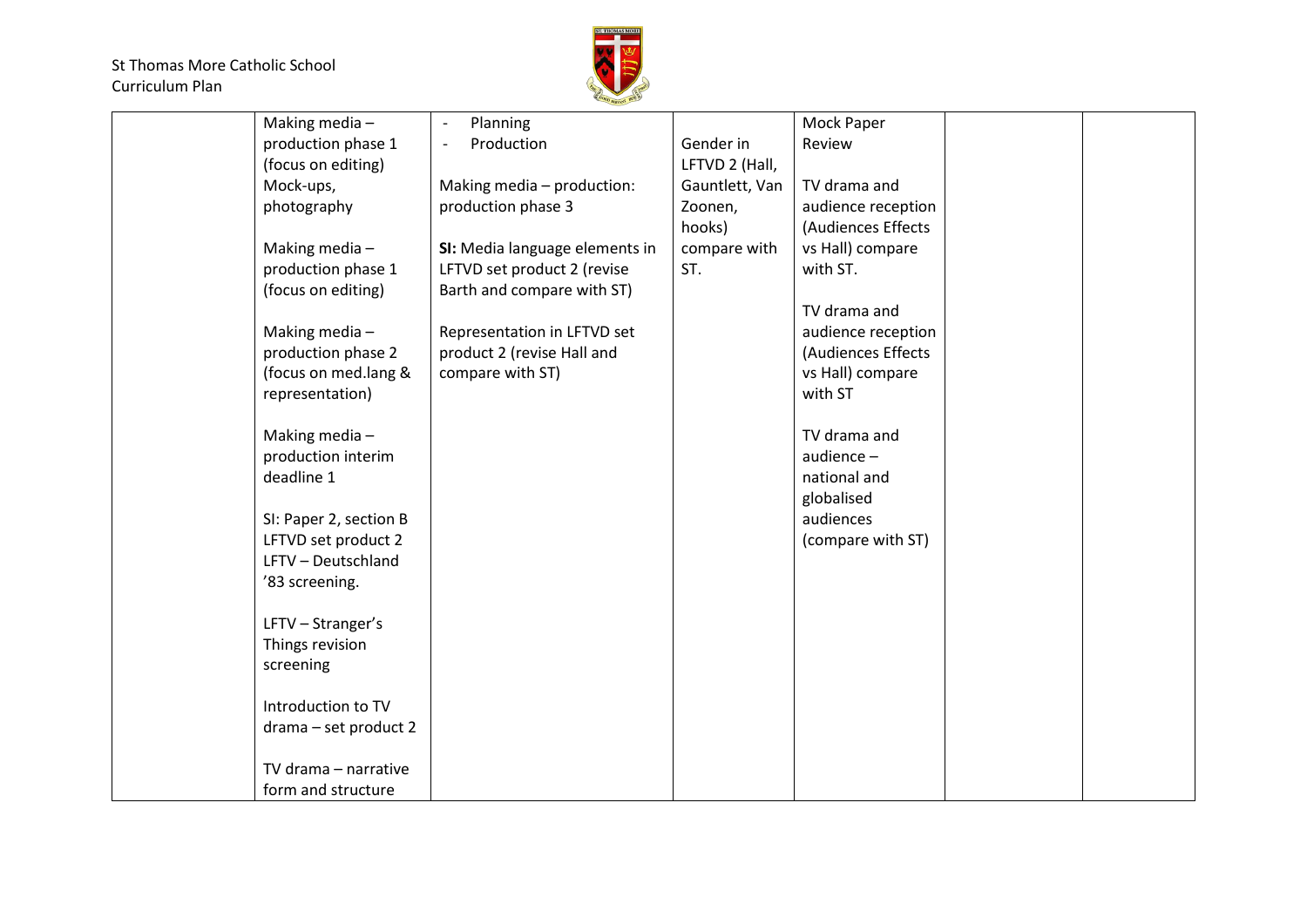| | | | | | | |
|---|---|---|---|---|---|---|
| | Making media – production phase 1 (focus on editing)<br>Mock-ups, photography<br><br>Making media – production phase 1 (focus on editing)<br><br>Making media – production phase 2 (focus on med.lang & representation)<br><br>Making media – production interim deadline 1<br><br>SI: Paper 2, section B LFTVD set product 2 LFTV – Deutschland '83 screening.<br><br>LFTV – Stranger's Things revision screening<br><br>Introduction to TV drama – set product 2<br><br>TV drama – narrative form and structure | - Planning<br>- Production<br><br>Making media – production: production phase 3<br><br>**SI:** Media language elements in LFTVD set product 2 (revise Barth and compare with ST)<br><br>Representation in LFTVD set product 2 (revise Hall and compare with ST) | Gender in LFTVD 2 (Hall, Gauntlett, Van Zoonen, hooks) compare with ST. | Mock Paper Review<br><br>TV drama and audience reception (Audiences Effects vs Hall) compare with ST.<br><br>TV drama and audience reception (Audiences Effects vs Hall) compare with ST<br><br>TV drama and audience – national and globalised audiences (compare with ST) | | |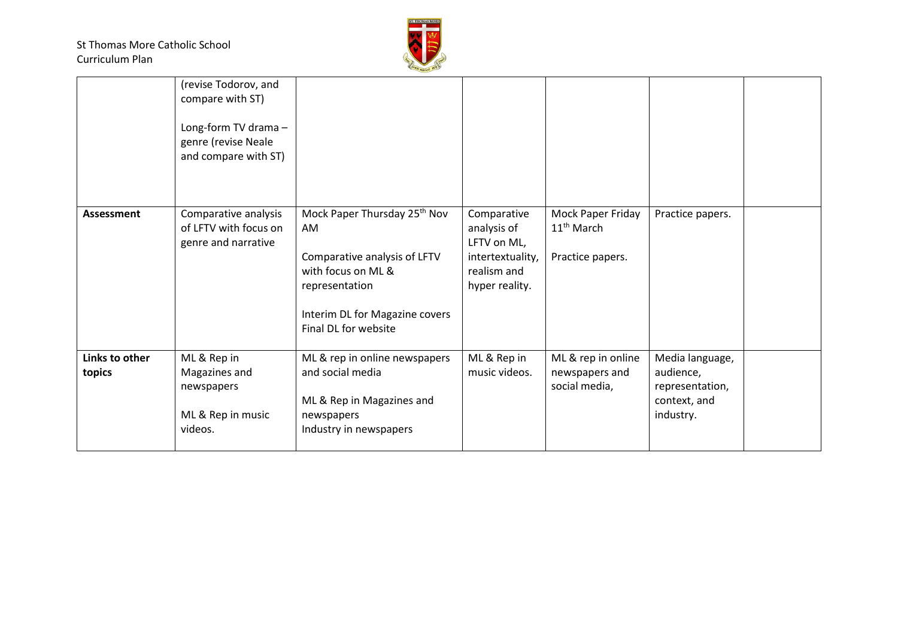| | (revise Todorov, and compare with ST)<br><br>Long-form TV drama – genre (revise Neale and compare with ST) | | | | | |
|---|---|---|---|---|---|---|
| **Assessment** | Comparative analysis of LFTV with focus on genre and narrative | Mock Paper Thursday 25th Nov AM<br><br>Comparative analysis of LFTV with focus on ML & representation<br><br>Interim DL for Magazine covers<br>Final DL for website | Comparative analysis of LFTV on ML, intertextuality, realism and hyper reality. | Mock Paper Friday 11th March<br><br>Practice papers. | Practice papers. | |
| **Links to other topics** | ML & Rep in Magazines and newspapers<br><br>ML & Rep in music videos. | ML & rep in online newspapers and social media<br><br>ML & Rep in Magazines and newspapers<br>Industry in newspapers | ML & Rep in music videos. | ML & rep in online newspapers and social media, | Media language, audience, representation, context, and industry. | |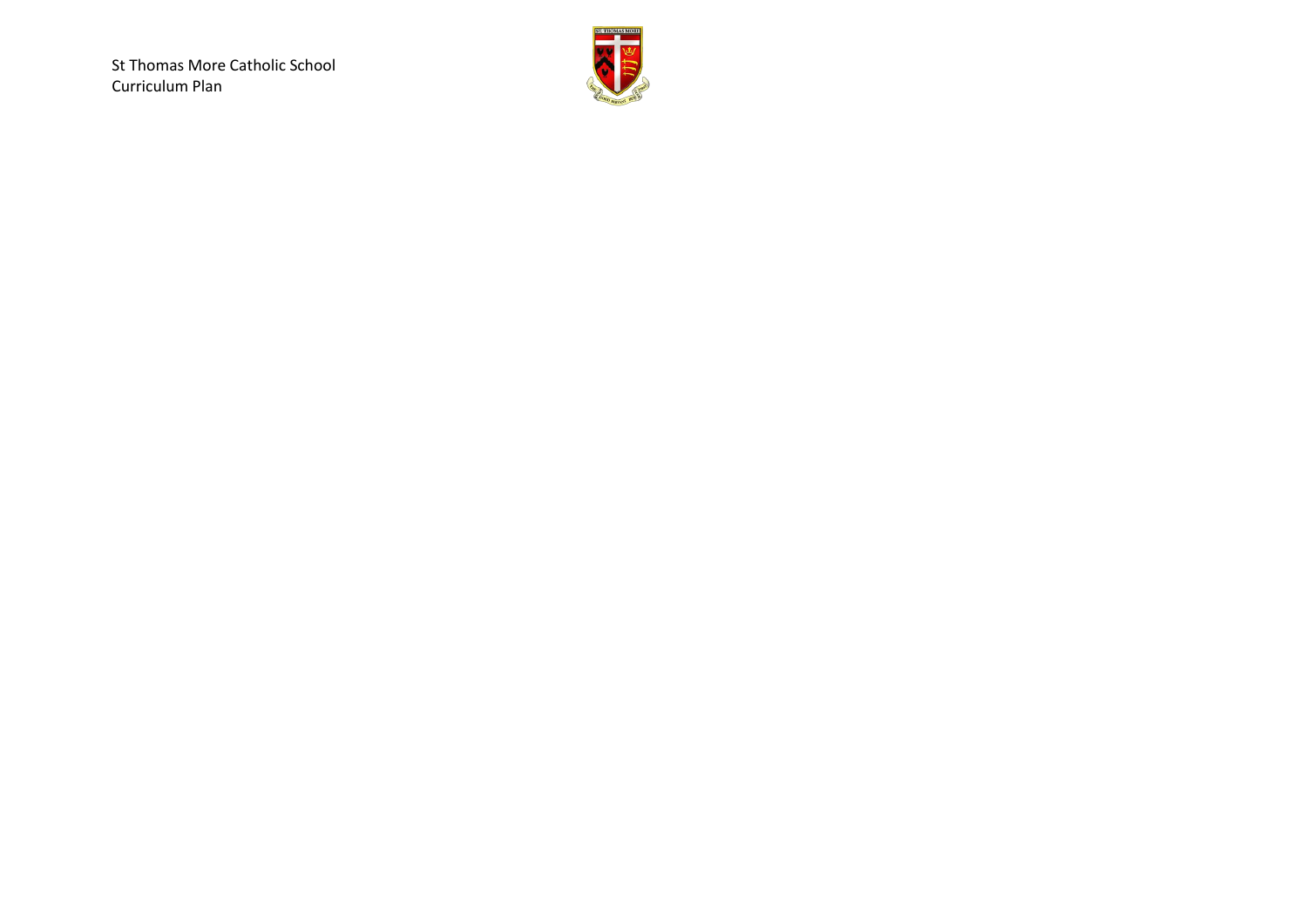St Thomas More Catholic School
Curriculum Plan